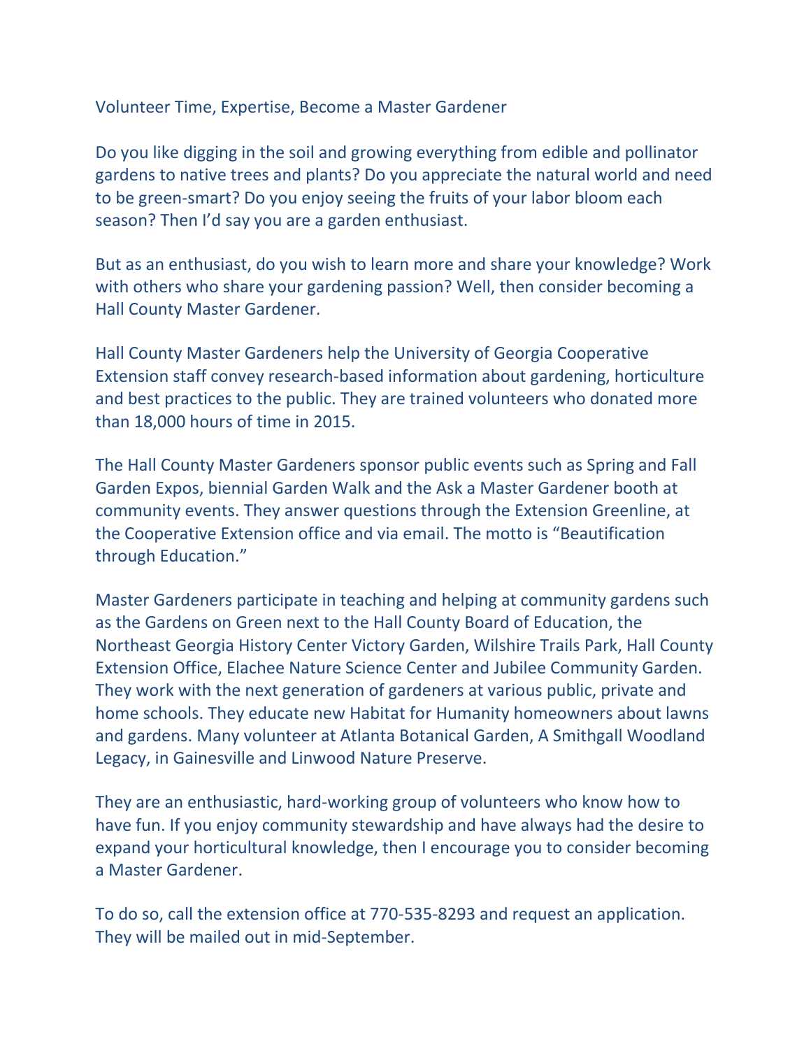# Volunteer Time, Expertise, Become a Master Gardener

Do you like digging in the soil and growing everything from edible and pollinator gardens to native trees and plants? Do you appreciate the natural world and need to be green-smart? Do you enjoy seeing the fruits of your labor bloom each season? Then I'd say you are a garden enthusiast.

But as an enthusiast, do you wish to learn more and share your knowledge? Work with others who share your gardening passion? Well, then consider becoming a Hall County Master Gardener.

Hall County Master Gardeners help the University of Georgia Cooperative Extension staff convey research-based information about gardening, horticulture and best practices to the public. They are trained volunteers who donated more than 18,000 hours of time in 2015.

The Hall County Master Gardeners sponsor public events such as Spring and Fall Garden Expos, biennial Garden Walk and the Ask a Master Gardener booth at community events. They answer questions through the Extension Greenline, at the Cooperative Extension office and via email. The motto is "Beautification through Education."

Master Gardeners participate in teaching and helping at community gardens such as the Gardens on Green next to the Hall County Board of Education, the Northeast Georgia History Center Victory Garden, Wilshire Trails Park, Hall County Extension Office, Elachee Nature Science Center and Jubilee Community Garden. They work with the next generation of gardeners at various public, private and home schools. They educate new Habitat for Humanity homeowners about lawns and gardens. Many volunteer at Atlanta Botanical Garden, A Smithgall Woodland Legacy, in Gainesville and Linwood Nature Preserve.

They are an enthusiastic, hard-working group of volunteers who know how to have fun. If you enjoy community stewardship and have always had the desire to expand your horticultural knowledge, then I encourage you to consider becoming a Master Gardener.

To do so, call the extension office at 770-535-8293 and request an application. They will be mailed out in mid-September.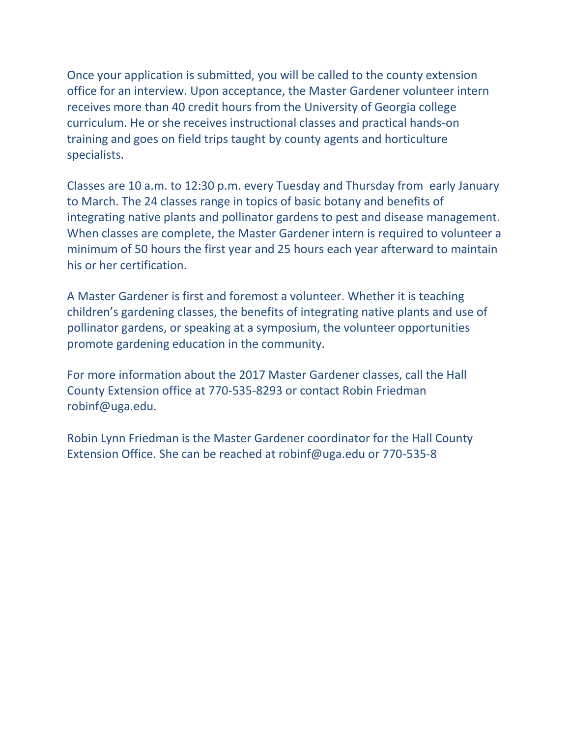Once your application is submitted, you will be called to the county extension office for an interview. Upon acceptance, the Master Gardener volunteer intern receives more than 40 credit hours from the University of Georgia college curriculum. He or she receives instructional classes and practical hands-on training and goes on field trips taught by county agents and horticulture specialists.

Classes are 10 a.m. to 12:30 p.m. every Tuesday and Thursday from early January to March. The 24 classes range in topics of basic botany and benefits of integrating native plants and pollinator gardens to pest and disease management. When classes are complete, the Master Gardener intern is required to volunteer a minimum of 50 hours the first year and 25 hours each year afterward to maintain his or her certification.

A Master Gardener is first and foremost a volunteer. Whether it is teaching children's gardening classes, the benefits of integrating native plants and use of pollinator gardens, or speaking at a symposium, the volunteer opportunities promote gardening education in the community.

For more information about the 2017 Master Gardener classes, call the Hall County Extension office at 770-535-8293 or contact Robin Friedman robinf@uga.edu.

Robin Lynn Friedman is the Master Gardener coordinator for the Hall County Extension Office. She can be reached at robinf@uga.edu or 770-535-8